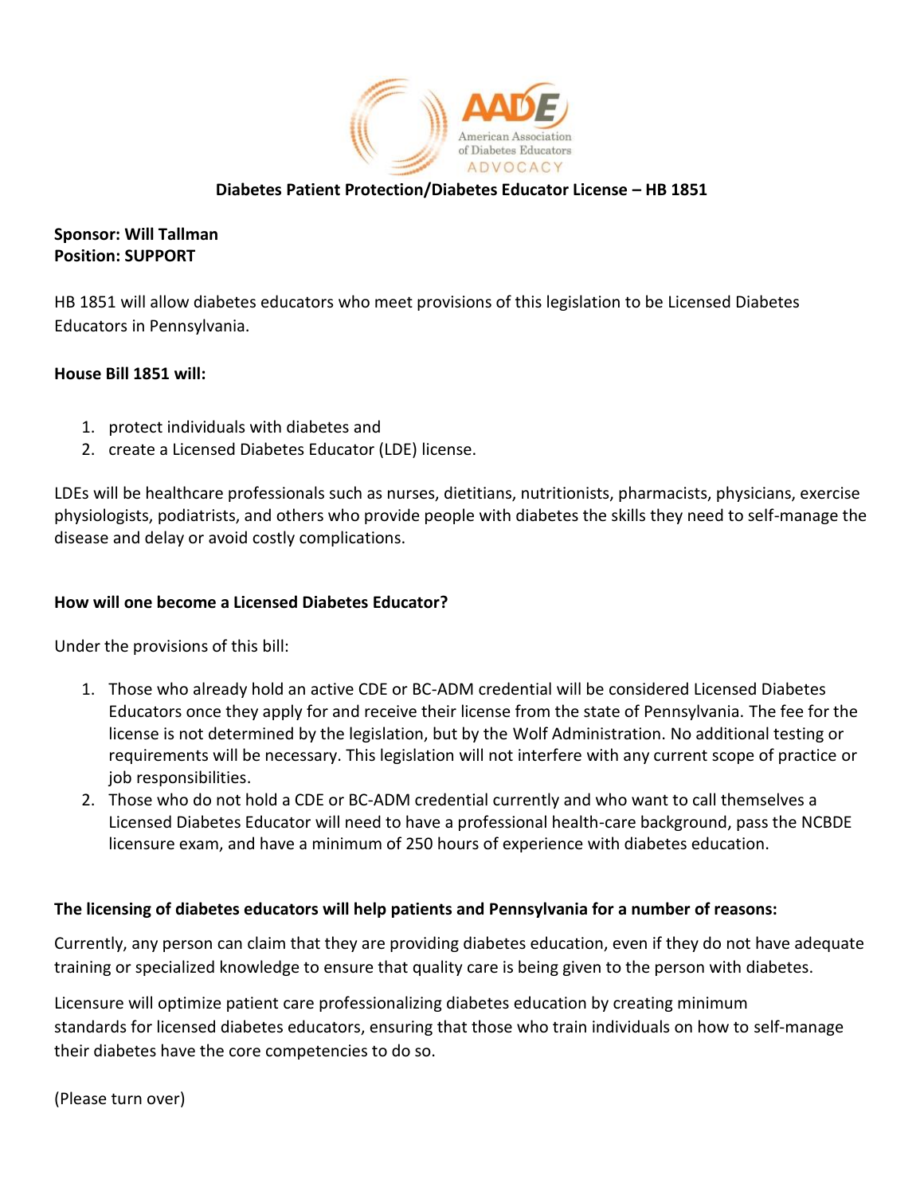AADE American Association of Diabetes Educators ADVOCACY

## Diabetes Patient Protection/Diabetes Educator License – HB 1851

**Sponsor: Will Tallman**
**Position: SUPPORT**

HB 1851 will allow diabetes educators who meet provisions of this legislation to be Licensed Diabetes Educators in Pennsylvania.

**House Bill 1851 will:**

1. protect individuals with diabetes and
2. create a Licensed Diabetes Educator (LDE) license.

LDEs will be healthcare professionals such as nurses, dietitians, nutritionists, pharmacists, physicians, exercise physiologists, podiatrists, and others who provide people with diabetes the skills they need to self-manage the disease and delay or avoid costly complications.

### How will one become a Licensed Diabetes Educator?

Under the provisions of this bill:

1. Those who already hold an active CDE or BC-ADM credential will be considered Licensed Diabetes Educators once they apply for and receive their license from the state of Pennsylvania. The fee for the license is not determined by the legislation, but by the Wolf Administration. No additional testing or requirements will be necessary. This legislation will not interfere with any current scope of practice or job responsibilities.
2. Those who do not hold a CDE or BC-ADM credential currently and who want to call themselves a Licensed Diabetes Educator will need to have a professional health-care background, pass the NCBDE licensure exam, and have a minimum of 250 hours of experience with diabetes education.

### The licensing of diabetes educators will help patients and Pennsylvania for a number of reasons:

Currently, any person can claim that they are providing diabetes education, even if they do not have adequate training or specialized knowledge to ensure that quality care is being given to the person with diabetes.

Licensure will optimize patient care professionalizing diabetes education by creating minimum standards for licensed diabetes educators, ensuring that those who train individuals on how to self-manage their diabetes have the core competencies to do so.

(Please turn over)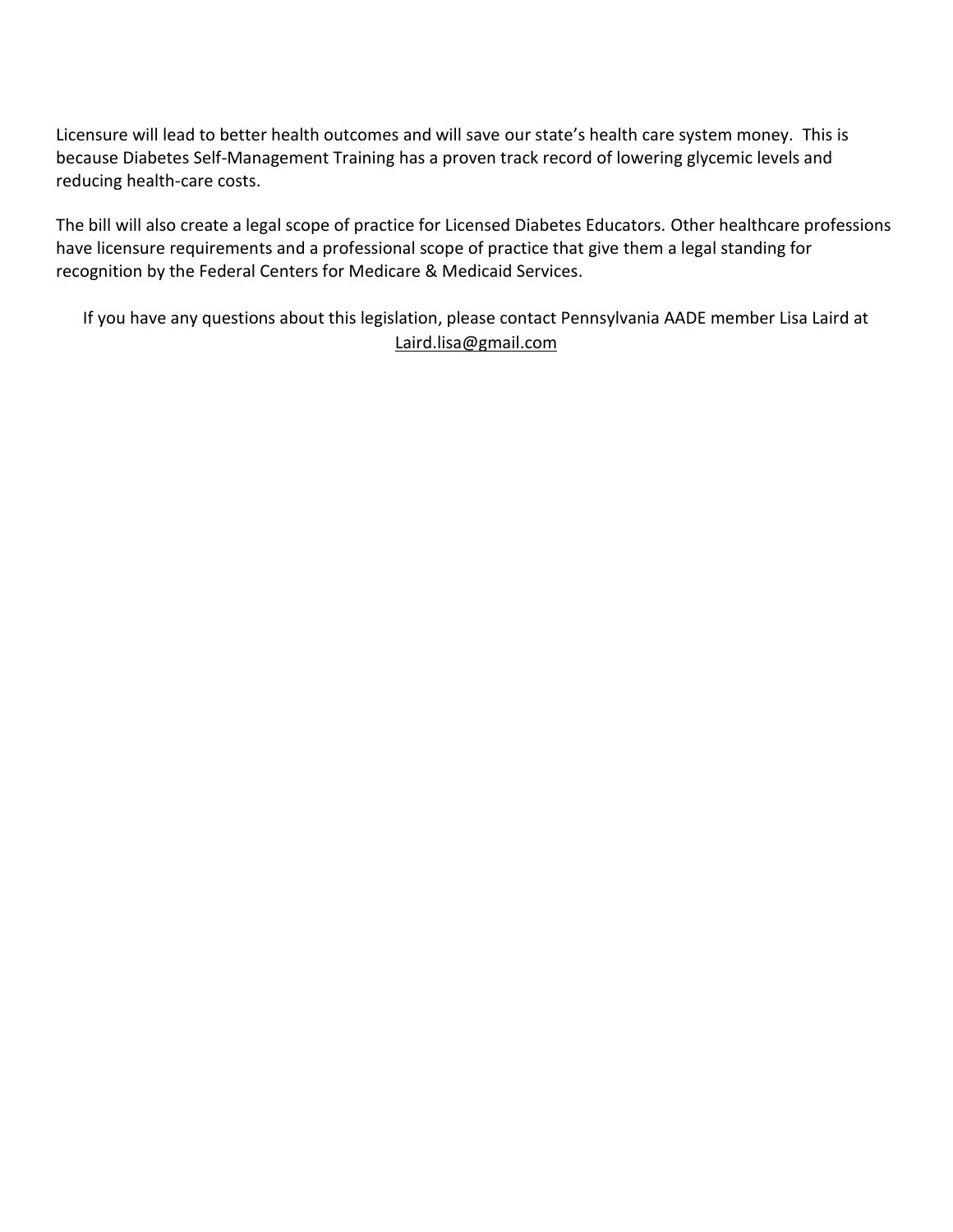Licensure will lead to better health outcomes and will save our state's health care system money. This is because Diabetes Self-Management Training has a proven track record of lowering glycemic levels and reducing health-care costs.

The bill will also create a legal scope of practice for Licensed Diabetes Educators. Other healthcare professions have licensure requirements and a professional scope of practice that give them a legal standing for recognition by the Federal Centers for Medicare & Medicaid Services.

If you have any questions about this legislation, please contact Pennsylvania AADE member Lisa Laird at Laird.lisa@gmail.com